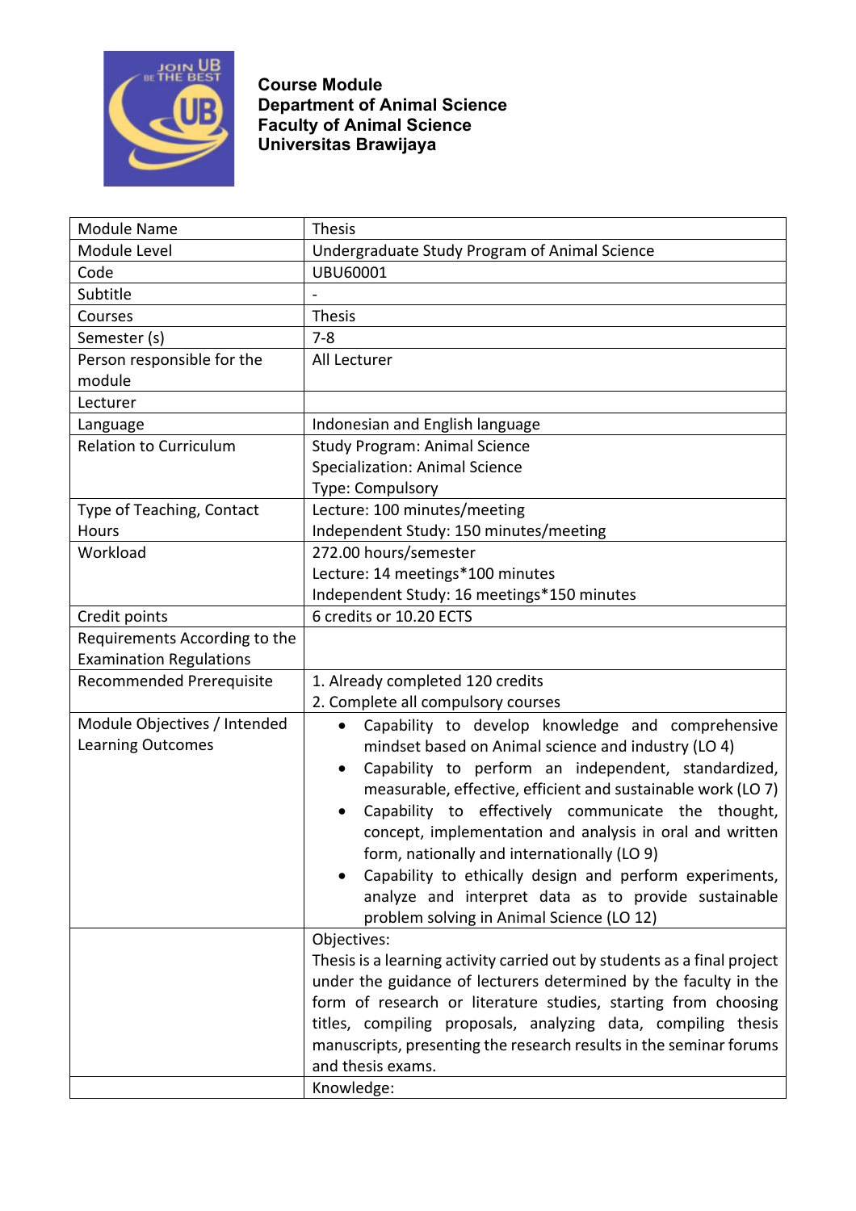**Course Module**
**Department of Animal Science**
**Faculty of Animal Science**
**Universitas Brawijaya**

| | |
|---|---|
| Module Name | Thesis |
| Module Level | Undergraduate Study Program of Animal Science |
| Code | UBU60001 |
| Subtitle | - |
| Courses | Thesis |
| Semester (s) | 7-8 |
| Person responsible for the module | All Lecturer |
| Lecturer | |
| Language | Indonesian and English language |
| Relation to Curriculum | Study Program: Animal Science<br>Specialization: Animal Science<br>Type: Compulsory |
| Type of Teaching, Contact Hours | Lecture: 100 minutes/meeting<br>Independent Study: 150 minutes/meeting |
| Workload | 272.00 hours/semester<br>Lecture: 14 meetings*100 minutes<br>Independent Study: 16 meetings*150 minutes |
| Credit points | 6 credits or 10.20 ECTS |
| Requirements According to the Examination Regulations | |
| Recommended Prerequisite | 1. Already completed 120 credits<br>2. Complete all compulsory courses |
| Module Objectives / Intended Learning Outcomes | • Capability to develop knowledge and comprehensive mindset based on Animal science and industry (LO 4)<br>• Capability to perform an independent, standardized, measurable, effective, efficient and sustainable work (LO 7)<br>• Capability to effectively communicate the thought, concept, implementation and analysis in oral and written form, nationally and internationally (LO 9)<br>• Capability to ethically design and perform experiments, analyze and interpret data as to provide sustainable problem solving in Animal Science (LO 12) |
| | Objectives:<br>Thesis is a learning activity carried out by students as a final project under the guidance of lecturers determined by the faculty in the form of research or literature studies, starting from choosing titles, compiling proposals, analyzing data, compiling thesis manuscripts, presenting the research results in the seminar forums and thesis exams. |
| | Knowledge: |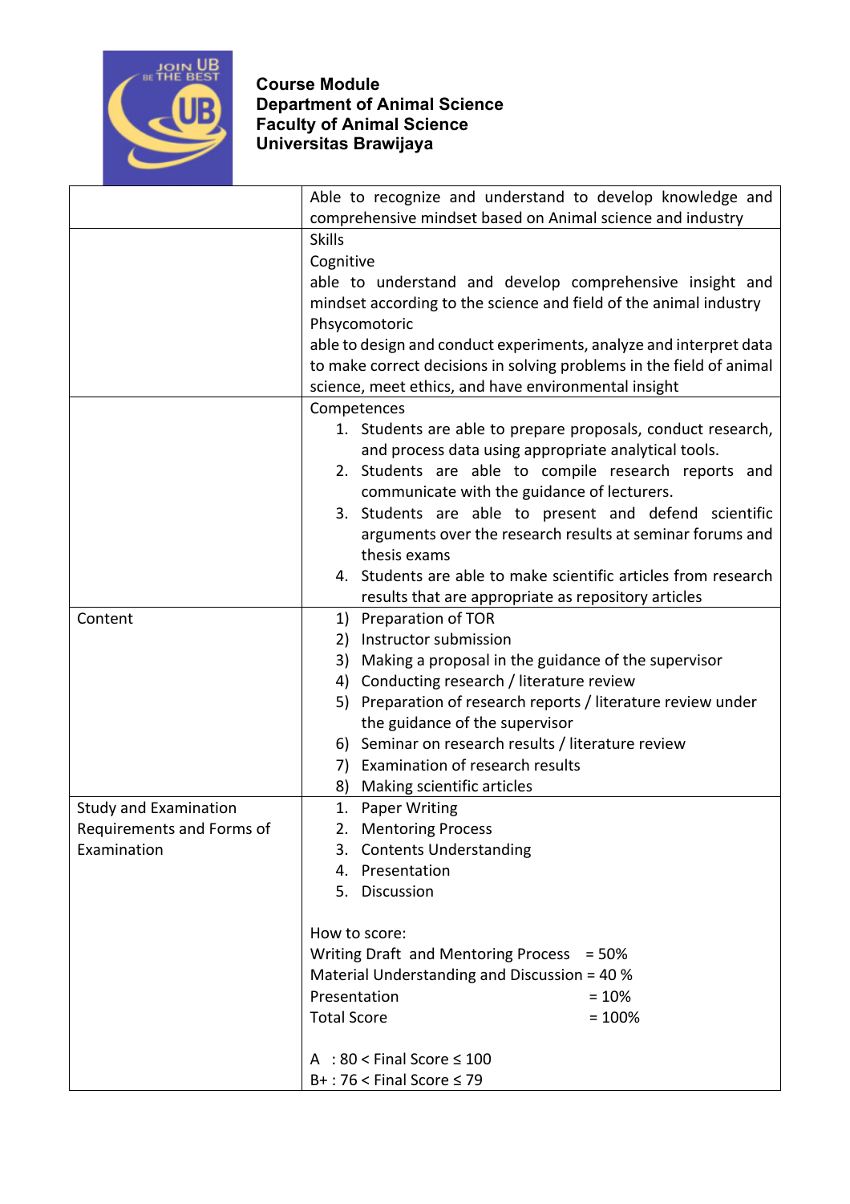**Course Module**
**Department of Animal Science**
**Faculty of Animal Science**
**Universitas Brawijaya**

| | |
|---|---|
| | Able to recognize and understand to develop knowledge and comprehensive mindset based on Animal science and industry |
| | Skills<br>Cognitive<br>able to understand and develop comprehensive insight and mindset according to the science and field of the animal industry<br>Phsycomotoric<br>able to design and conduct experiments, analyze and interpret data to make correct decisions in solving problems in the field of animal science, meet ethics, and have environmental insight |
| | Competences<br>1. Students are able to prepare proposals, conduct research, and process data using appropriate analytical tools.<br>2. Students are able to compile research reports and communicate with the guidance of lecturers.<br>3. Students are able to present and defend scientific arguments over the research results at seminar forums and thesis exams<br>4. Students are able to make scientific articles from research results that are appropriate as repository articles |
| Content | 1) Preparation of TOR<br>2) Instructor submission<br>3) Making a proposal in the guidance of the supervisor<br>4) Conducting research / literature review<br>5) Preparation of research reports / literature review under the guidance of the supervisor<br>6) Seminar on research results / literature review<br>7) Examination of research results<br>8) Making scientific articles |
| Study and Examination Requirements and Forms of Examination | 1. Paper Writing<br>2. Mentoring Process<br>3. Contents Understanding<br>4. Presentation<br>5. Discussion<br><br>How to score:<br>Writing Draft and Mentoring Process = 50%<br>Material Understanding and Discussion = 40 %<br>Presentation = 10%<br>Total Score = 100%<br><br>A : 80 < Final Score ≤ 100<br>B+ : 76 < Final Score ≤ 79 |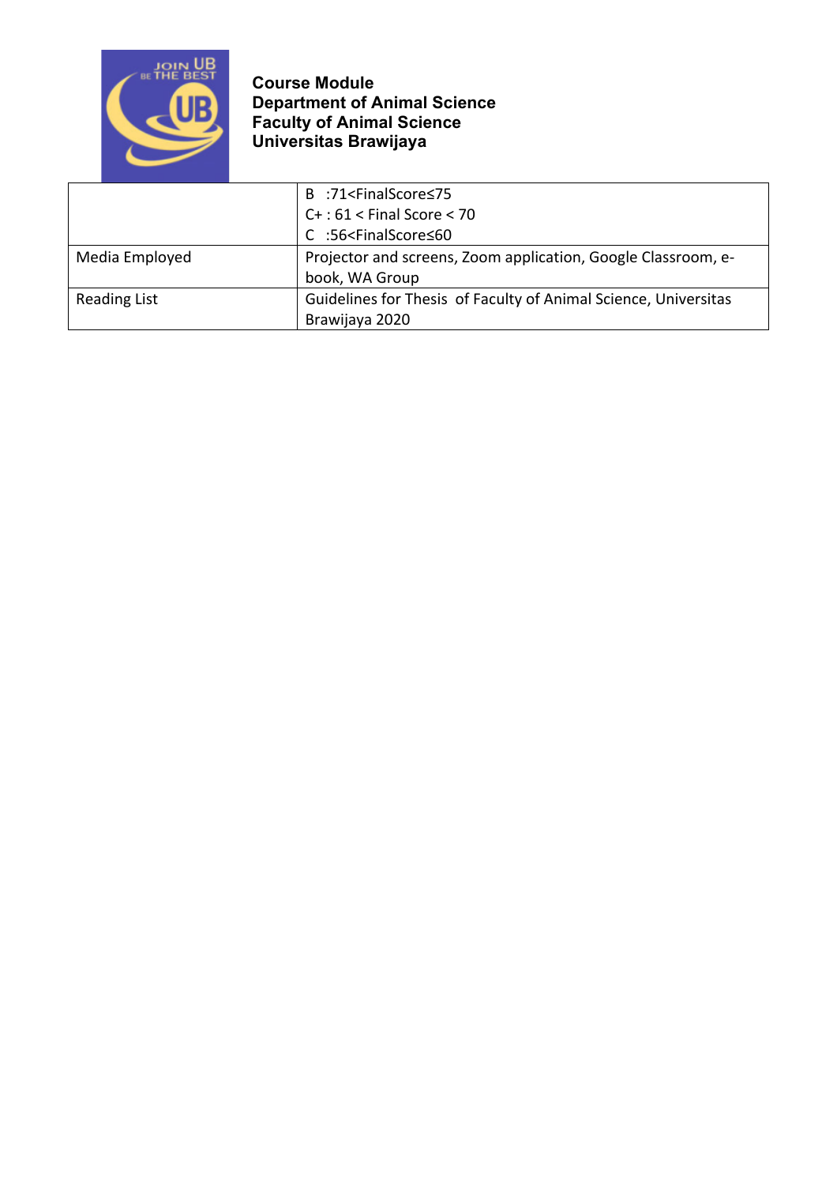**Course Module**
**Department of Animal Science**
**Faculty of Animal Science**
**Universitas Brawijaya**

| | |
|---|---|
| | B :71<FinalScore≤75<br>C+ : 61 < Final Score < 70<br>C :56<FinalScore≤60 |
| Media Employed | Projector and screens, Zoom application, Google Classroom, e-book, WA Group |
| Reading List | Guidelines for Thesis of Faculty of Animal Science, Universitas Brawijaya 2020 |